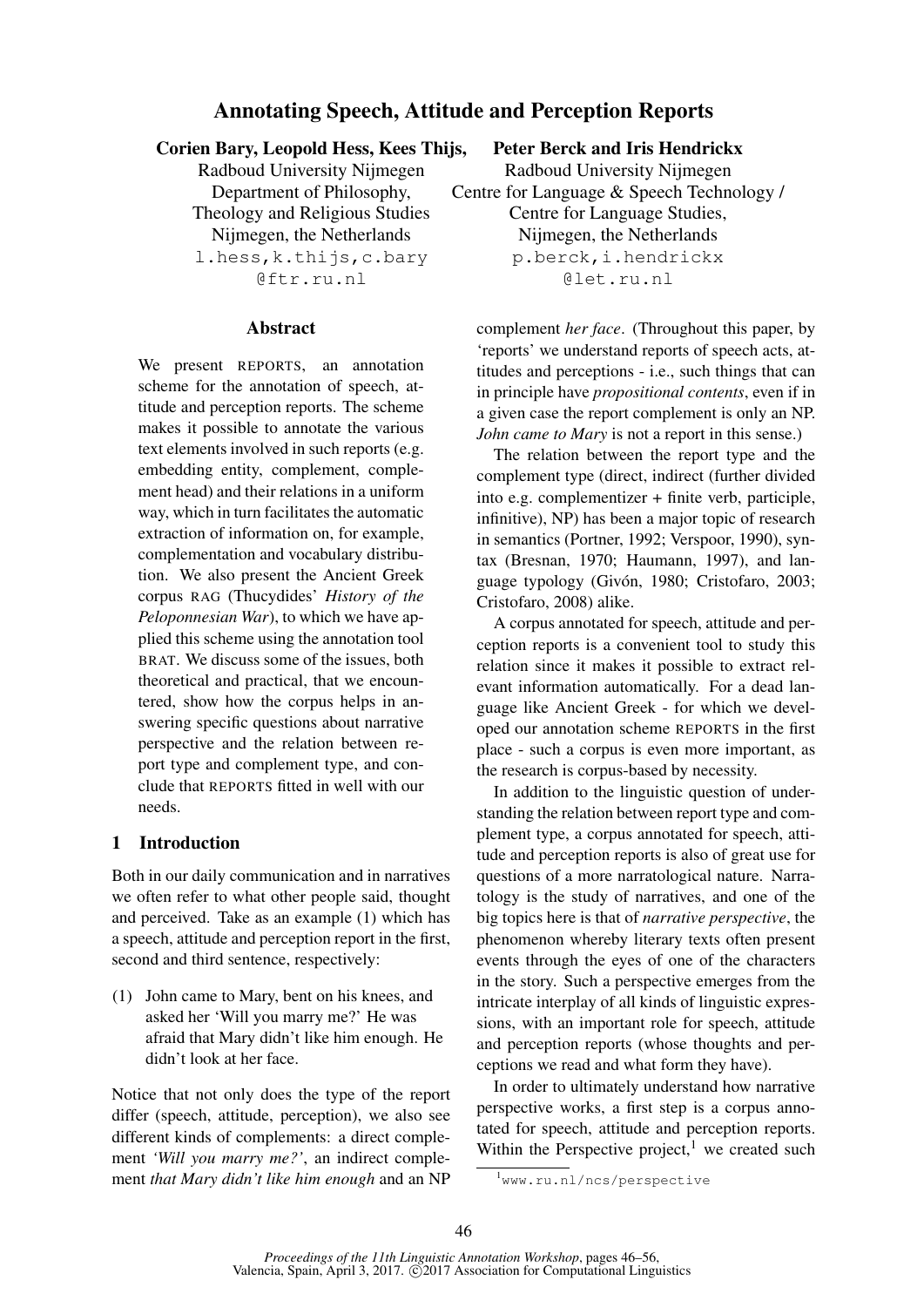# Annotating Speech, Attitude and Perception Reports

**Corien Bary, Leopold Hess, Kees Thijs,**
Radboud University Nijmegen
Department of Philosophy,
Theology and Religious Studies
Nijmegen, the Netherlands
l.hess,k.thijs,c.bary
@ftr.ru.nl

**Peter Berck and Iris Hendrickx**
Radboud University Nijmegen
Centre for Language & Speech Technology /
Centre for Language Studies,
Nijmegen, the Netherlands
p.berck,i.hendrickx
@let.ru.nl

## Abstract

We present REPORTS, an annotation scheme for the annotation of speech, attitude and perception reports. The scheme makes it possible to annotate the various text elements involved in such reports (e.g. embedding entity, complement, complement head) and their relations in a uniform way, which in turn facilitates the automatic extraction of information on, for example, complementation and vocabulary distribution. We also present the Ancient Greek corpus RAG (Thucydides' *History of the Peloponnesian War*), to which we have applied this scheme using the annotation tool BRAT. We discuss some of the issues, both theoretical and practical, that we encountered, show how the corpus helps in answering specific questions about narrative perspective and the relation between report type and complement type, and conclude that REPORTS fitted in well with our needs.

## 1 Introduction

Both in our daily communication and in narratives we often refer to what other people said, thought and perceived. Take as an example (1) which has a speech, attitude and perception report in the first, second and third sentence, respectively:

(1) John came to Mary, bent on his knees, and asked her 'Will you marry me?' He was afraid that Mary didn't like him enough. He didn't look at her face.

Notice that not only does the type of the report differ (speech, attitude, perception), we also see different kinds of complements: a direct complement *'Will you marry me?'*, an indirect complement *that Mary didn't like him enough* and an NP complement *her face*. (Throughout this paper, by 'reports' we understand reports of speech acts, attitudes and perceptions - i.e., such things that can in principle have *propositional contents*, even if in a given case the report complement is only an NP. *John came to Mary* is not a report in this sense.)

The relation between the report type and the complement type (direct, indirect (further divided into e.g. complementizer + finite verb, participle, infinitive), NP) has been a major topic of research in semantics (Portner, 1992; Verspoor, 1990), syntax (Bresnan, 1970; Haumann, 1997), and language typology (Givón, 1980; Cristofaro, 2003; Cristofaro, 2008) alike.

A corpus annotated for speech, attitude and perception reports is a convenient tool to study this relation since it makes it possible to extract relevant information automatically. For a dead language like Ancient Greek - for which we developed our annotation scheme REPORTS in the first place - such a corpus is even more important, as the research is corpus-based by necessity.

In addition to the linguistic question of understanding the relation between report type and complement type, a corpus annotated for speech, attitude and perception reports is also of great use for questions of a more narratological nature. Narratology is the study of narratives, and one of the big topics here is that of *narrative perspective*, the phenomenon whereby literary texts often present events through the eyes of one of the characters in the story. Such a perspective emerges from the intricate interplay of all kinds of linguistic expressions, with an important role for speech, attitude and perception reports (whose thoughts and perceptions we read and what form they have).

In order to ultimately understand how narrative perspective works, a first step is a corpus annotated for speech, attitude and perception reports. Within the Perspective project,[1] we created such

[1] www.ru.nl/ncs/perspective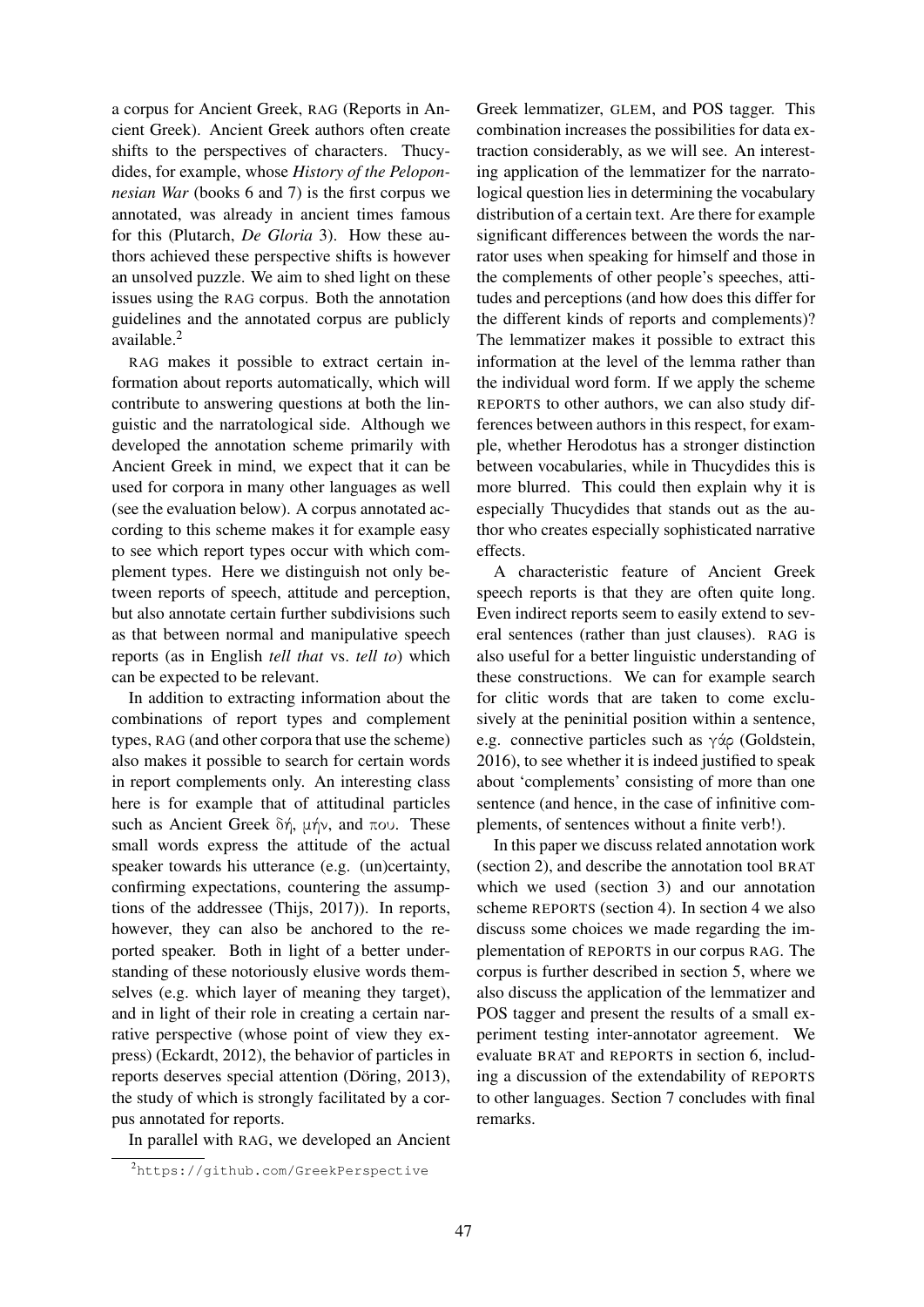a corpus for Ancient Greek, RAG (Reports in Ancient Greek). Ancient Greek authors often create shifts to the perspectives of characters. Thucydides, for example, whose *History of the Peloponnesian War* (books 6 and 7) is the first corpus we annotated, was already in ancient times famous for this (Plutarch, *De Gloria* 3). How these authors achieved these perspective shifts is however an unsolved puzzle. We aim to shed light on these issues using the RAG corpus. Both the annotation guidelines and the annotated corpus are publicly available.[2]

RAG makes it possible to extract certain information about reports automatically, which will contribute to answering questions at both the linguistic and the narratological side. Although we developed the annotation scheme primarily with Ancient Greek in mind, we expect that it can be used for corpora in many other languages as well (see the evaluation below). A corpus annotated according to this scheme makes it for example easy to see which report types occur with which complement types. Here we distinguish not only between reports of speech, attitude and perception, but also annotate certain further subdivisions such as that between normal and manipulative speech reports (as in English *tell that* vs. *tell to*) which can be expected to be relevant.

In addition to extracting information about the combinations of report types and complement types, RAG (and other corpora that use the scheme) also makes it possible to search for certain words in report complements only. An interesting class here is for example that of attitudinal particles such as Ancient Greek δή, μήν, and που. These small words express the attitude of the actual speaker towards his utterance (e.g. (un)certainty, confirming expectations, countering the assumptions of the addressee (Thijs, 2017)). In reports, however, they can also be anchored to the reported speaker. Both in light of a better understanding of these notoriously elusive words themselves (e.g. which layer of meaning they target), and in light of their role in creating a certain narrative perspective (whose point of view they express) (Eckardt, 2012), the behavior of particles in reports deserves special attention (Döring, 2013), the study of which is strongly facilitated by a corpus annotated for reports.

In parallel with RAG, we developed an Ancient Greek lemmatizer, GLEM, and POS tagger. This combination increases the possibilities for data extraction considerably, as we will see. An interesting application of the lemmatizer for the narratological question lies in determining the vocabulary distribution of a certain text. Are there for example significant differences between the words the narrator uses when speaking for himself and those in the complements of other people's speeches, attitudes and perceptions (and how does this differ for the different kinds of reports and complements)? The lemmatizer makes it possible to extract this information at the level of the lemma rather than the individual word form. If we apply the scheme REPORTS to other authors, we can also study differences between authors in this respect, for example, whether Herodotus has a stronger distinction between vocabularies, while in Thucydides this is more blurred. This could then explain why it is especially Thucydides that stands out as the author who creates especially sophisticated narrative effects.

A characteristic feature of Ancient Greek speech reports is that they are often quite long. Even indirect reports seem to easily extend to several sentences (rather than just clauses). RAG is also useful for a better linguistic understanding of these constructions. We can for example search for clitic words that are taken to come exclusively at the peninitial position within a sentence, e.g. connective particles such as γάρ (Goldstein, 2016), to see whether it is indeed justified to speak about 'complements' consisting of more than one sentence (and hence, in the case of infinitive complements, of sentences without a finite verb!).

In this paper we discuss related annotation work (section 2), and describe the annotation tool BRAT which we used (section 3) and our annotation scheme REPORTS (section 4). In section 4 we also discuss some choices we made regarding the implementation of REPORTS in our corpus RAG. The corpus is further described in section 5, where we also discuss the application of the lemmatizer and POS tagger and present the results of a small experiment testing inter-annotator agreement. We evaluate BRAT and REPORTS in section 6, including a discussion of the extendability of REPORTS to other languages. Section 7 concludes with final remarks.

[2] https://github.com/GreekPerspective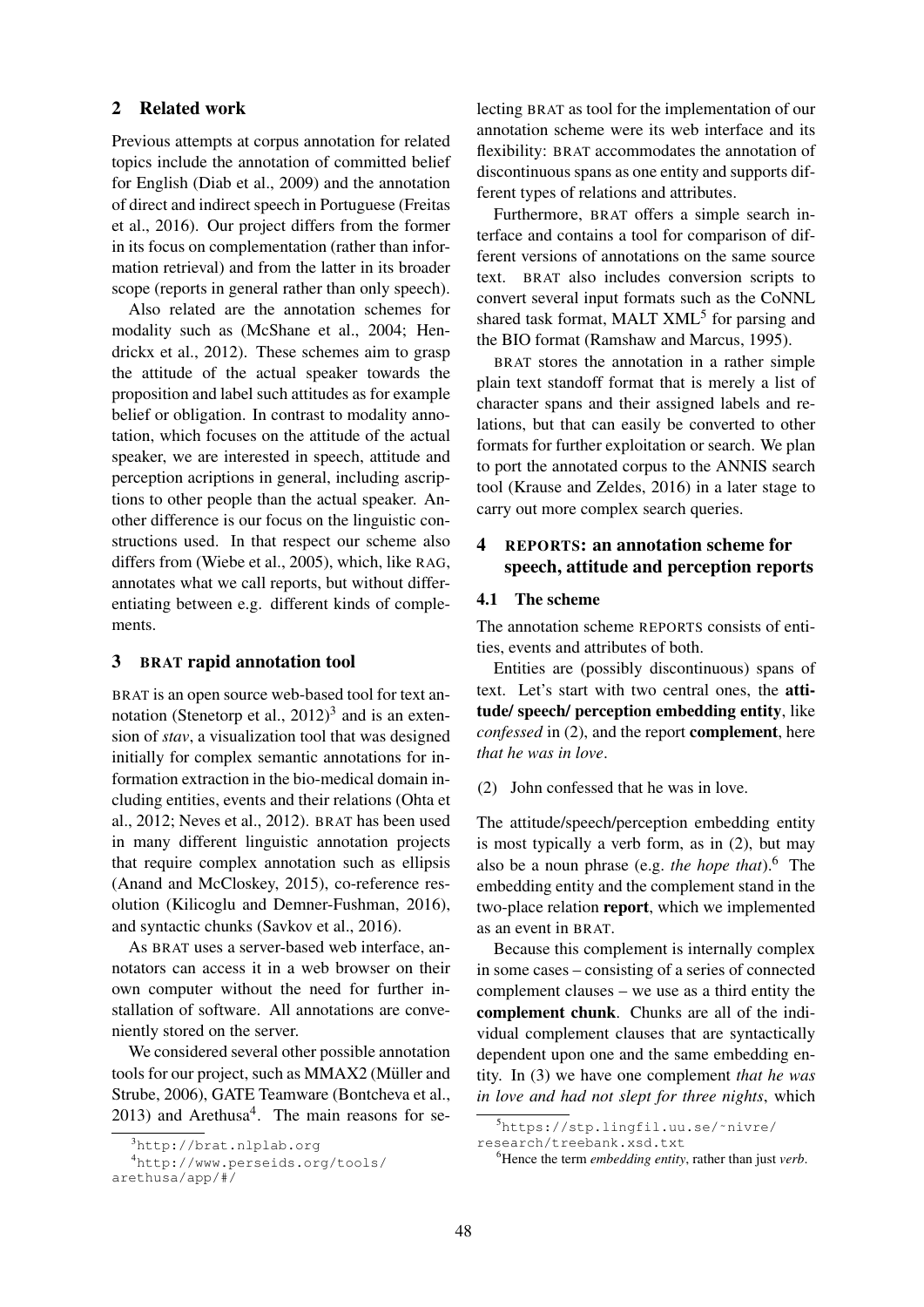## 2 Related work

Previous attempts at corpus annotation for related topics include the annotation of committed belief for English (Diab et al., 2009) and the annotation of direct and indirect speech in Portuguese (Freitas et al., 2016). Our project differs from the former in its focus on complementation (rather than information retrieval) and from the latter in its broader scope (reports in general rather than only speech).

Also related are the annotation schemes for modality such as (McShane et al., 2004; Hendrickx et al., 2012). These schemes aim to grasp the attitude of the actual speaker towards the proposition and label such attitudes as for example belief or obligation. In contrast to modality annotation, which focuses on the attitude of the actual speaker, we are interested in speech, attitude and perception acriptions in general, including ascriptions to other people than the actual speaker. Another difference is our focus on the linguistic constructions used. In that respect our scheme also differs from (Wiebe et al., 2005), which, like RAG, annotates what we call reports, but without differentiating between e.g. different kinds of complements.

## 3 BRAT rapid annotation tool

BRAT is an open source web-based tool for text annotation (Stenetorp et al., 2012)[3] and is an extension of *stav*, a visualization tool that was designed initially for complex semantic annotations for information extraction in the bio-medical domain including entities, events and their relations (Ohta et al., 2012; Neves et al., 2012). BRAT has been used in many different linguistic annotation projects that require complex annotation such as ellipsis (Anand and McCloskey, 2015), co-reference resolution (Kilicoglu and Demner-Fushman, 2016), and syntactic chunks (Savkov et al., 2016).

As BRAT uses a server-based web interface, annotators can access it in a web browser on their own computer without the need for further installation of software. All annotations are conveniently stored on the server.

We considered several other possible annotation tools for our project, such as MMAX2 (Müller and Strube, 2006), GATE Teamware (Bontcheva et al., 2013) and Arethusa[4]. The main reasons for selecting BRAT as tool for the implementation of our annotation scheme were its web interface and its flexibility: BRAT accommodates the annotation of discontinuous spans as one entity and supports different types of relations and attributes.

Furthermore, BRAT offers a simple search interface and contains a tool for comparison of different versions of annotations on the same source text. BRAT also includes conversion scripts to convert several input formats such as the CoNNL shared task format, MALT XML[5] for parsing and the BIO format (Ramshaw and Marcus, 1995).

BRAT stores the annotation in a rather simple plain text standoff format that is merely a list of character spans and their assigned labels and relations, but that can easily be converted to other formats for further exploitation or search. We plan to port the annotated corpus to the ANNIS search tool (Krause and Zeldes, 2016) in a later stage to carry out more complex search queries.

## 4 REPORTS: an annotation scheme for speech, attitude and perception reports

### 4.1 The scheme

The annotation scheme REPORTS consists of entities, events and attributes of both.

Entities are (possibly discontinuous) spans of text. Let's start with two central ones, the **attitude/ speech/ perception embedding entity**, like *confessed* in (2), and the report **complement**, here *that he was in love*.

(2) John confessed that he was in love.

The attitude/speech/perception embedding entity is most typically a verb form, as in (2), but may also be a noun phrase (e.g. *the hope that*).[6] The embedding entity and the complement stand in the two-place relation **report**, which we implemented as an event in BRAT.

Because this complement is internally complex in some cases – consisting of a series of connected complement clauses – we use as a third entity the **complement chunk**. Chunks are all of the individual complement clauses that are syntactically dependent upon one and the same embedding entity. In (3) we have one complement *that he was in love and had not slept for three nights*, which

[3] http://brat.nlplab.org

[4] http://www.perseids.org/tools/arethusa/app/#/

[5] https://stp.lingfil.uu.se/~nivre/research/treebank.xsd.txt

[6] Hence the term *embedding entity*, rather than just *verb*.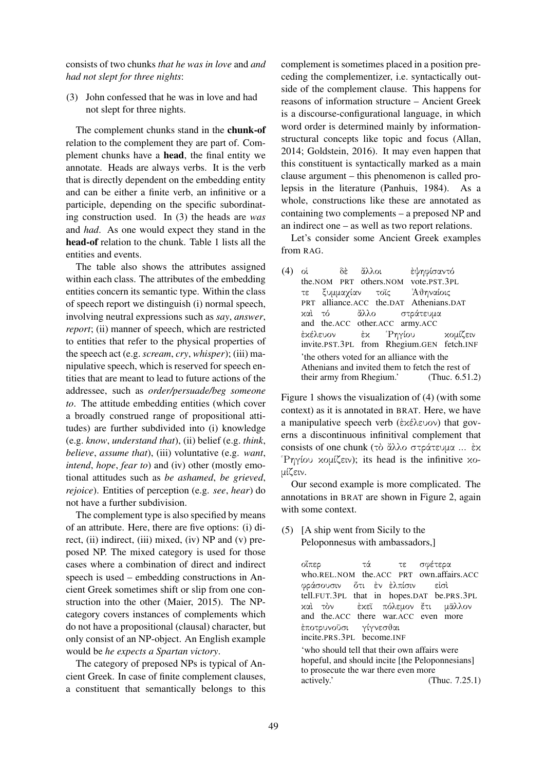consists of two chunks *that he was in love* and *and had not slept for three nights*:

(3) John confessed that he was in love and had not slept for three nights.

The complement chunks stand in the **chunk-of** relation to the complement they are part of. Complement chunks have a **head**, the final entity we annotate. Heads are always verbs. It is the verb that is directly dependent on the embedding entity and can be either a finite verb, an infinitive or a participle, depending on the specific subordinating construction used. In (3) the heads are *was* and *had*. As one would expect they stand in the **head-of** relation to the chunk. Table 1 lists all the entities and events.

The table also shows the attributes assigned within each class. The attributes of the embedding entities concern its semantic type. Within the class of speech report we distinguish (i) normal speech, involving neutral expressions such as *say*, *answer*, *report*; (ii) manner of speech, which are restricted to entities that refer to the physical properties of the speech act (e.g. *scream*, *cry*, *whisper*); (iii) manipulative speech, which is reserved for speech entities that are meant to lead to future actions of the addressee, such as *order/persuade/beg someone to*. The attitude embedding entities (which cover a broadly construed range of propositional attitudes) are further subdivided into (i) knowledge (e.g. *know*, *understand that*), (ii) belief (e.g. *think*, *believe*, *assume that*), (iii) voluntative (e.g. *want*, *intend*, *hope*, *fear to*) and (iv) other (mostly emotional attitudes such as *be ashamed*, *be grieved*, *rejoice*). Entities of perception (e.g. *see*, *hear*) do not have a further subdivision.

The complement type is also specified by means of an attribute. Here, there are five options: (i) direct, (ii) indirect, (iii) mixed, (iv) NP and (v) preposed NP. The mixed category is used for those cases where a combination of direct and indirect speech is used – embedding constructions in Ancient Greek sometimes shift or slip from one construction into the other (Maier, 2015). The NP-category covers instances of complements which do not have a propositional (clausal) character, but only consist of an NP-object. An English example would be *he expects a Spartan victory*.

The category of preposed NPs is typical of Ancient Greek. In case of finite complement clauses, a constituent that semantically belongs to this complement is sometimes placed in a position preceding the complementizer, i.e. syntactically outside of the complement clause. This happens for reasons of information structure – Ancient Greek is a discourse-configurational language, in which word order is determined mainly by information-structural concepts like topic and focus (Allan, 2014; Goldstein, 2016). It may even happen that this constituent is syntactically marked as a main clause argument – this phenomenon is called prolepsis in the literature (Panhuis, 1984). As a whole, constructions like these are annotated as containing two complements – a preposed NP and an indirect one – as well as two report relations.

Let's consider some Ancient Greek examples from RAG.

(4) οἱ δὲ ἄλλοι ἐψηφίσαντό
the.NOM PRT others.NOM vote.PST.3PL
τε ξυμμαχίαν τοῖς Ἀθηναίοις
PRT alliance.ACC the.DAT Athenians.DAT
καὶ τό ἄλλο στράτευμα
and the.ACC other.ACC army.ACC
ἐκέλευον ἐκ Ῥηγίου κομίζειν
invite.PST.3PL from Rhegium.GEN fetch.INF
'the others voted for an alliance with the Athenians and invited them to fetch the rest of their army from Rhegium.' (Thuc. 6.51.2)

Figure 1 shows the visualization of (4) (with some context) as it is annotated in BRAT. Here, we have a manipulative speech verb (ἐκέλευον) that governs a discontinuous infinitival complement that consists of one chunk (τὸ ἄλλο στράτευμα ... ἐκ Ῥηγίου κομίζειν); its head is the infinitive κομίζειν.

Our second example is more complicated. The annotations in BRAT are shown in Figure 2, again with some context.

(5) [A ship went from Sicily to the Peloponnesus with ambassadors,]

οἵπερ τά τε σφέτερα
who.REL.NOM the.ACC PRT own.affairs.ACC
φράσουσιν ὅτι ἐν ἐλπίσιν εἰσὶ
tell.FUT.3PL that in hopes.DAT be.PRS.3PL
καὶ τὸν ἐκεῖ πόλεμον ἔτι μᾶλλον
and the.ACC there war.ACC even more
ἐποτρυνοῦσι γίγνεσθαι
incite.PRS.3PL become.INF
'who should tell that their own affairs were hopeful, and should incite [the Peloponnesians] to prosecute the war there even more actively.' (Thuc. 7.25.1)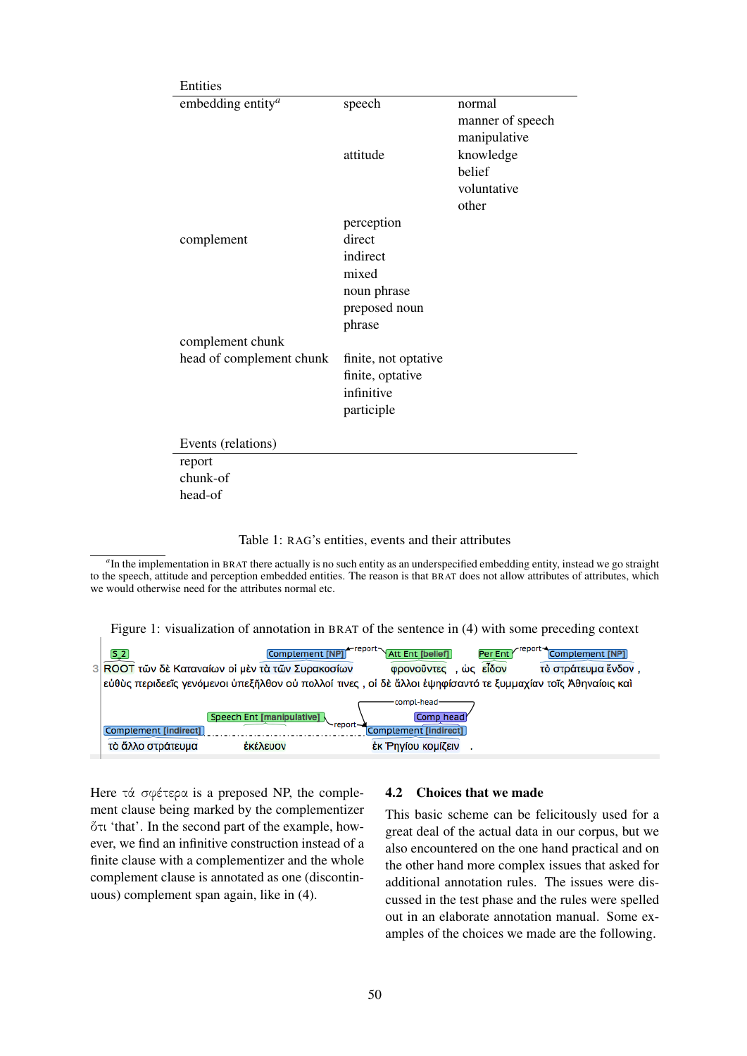| Entities | | |
|---|---|---|
| embedding entity[a] | speech | normal |
| | | manner of speech |
| | | manipulative |
| | attitude | knowledge |
| | | belief |
| | | voluntative |
| | | other |
| | perception | |
| complement | direct | |
| | indirect | |
| | mixed | |
| | noun phrase | |
| | preposed noun phrase | |
| complement chunk | | |
| head of complement chunk | finite, not optative | |
| | finite, optative | |
| | infinitive | |
| | participle | |
| **Events (relations)** | | |
| report | | |
| chunk-of | | |
| head-of | | |

Table 1: RAG's entities, events and their attributes

[a] In the implementation in BRAT there actually is no such entity as an underspecified embedding entity, instead we go straight to the speech, attitude and perception embedded entities. The reason is that BRAT does not allow attributes of attributes, which we would otherwise need for the attributes normal etc.

Figure 1: visualization of annotation in BRAT of the sentence in (4) with some preceding context

3 ROOT τῶν δὲ Καταναίων οἱ μὲν τὰ τῶν Συρακοσίων φρονοῦντες , ὡς εἶδον τὸ στράτευμα ἔνδον , εὐθὺς περιδεεῖς γενόμενοι ὑπεξῆλθον οὐ πολλοί τινες , οἱ δὲ ἄλλοι ἐψηφίσαντό τε ξυμμαχίαν τοῖς Ἀθηναίοις καὶ τὸ ἄλλο στράτευμα ἐκέλευον ἐκ Ῥηγίου κομίζειν .

Here τά σφέτερα is a preposed NP, the complement clause being marked by the complementizer ὅτι 'that'. In the second part of the example, however, we find an infinitive construction instead of a finite clause with a complementizer and the whole complement clause is annotated as one (discontinuous) complement span again, like in (4).

## 4.2 Choices that we made

This basic scheme can be felicitously used for a great deal of the actual data in our corpus, but we also encountered on the one hand practical and on the other hand more complex issues that asked for additional annotation rules. The issues were discussed in the test phase and the rules were spelled out in an elaborate annotation manual. Some examples of the choices we made are the following.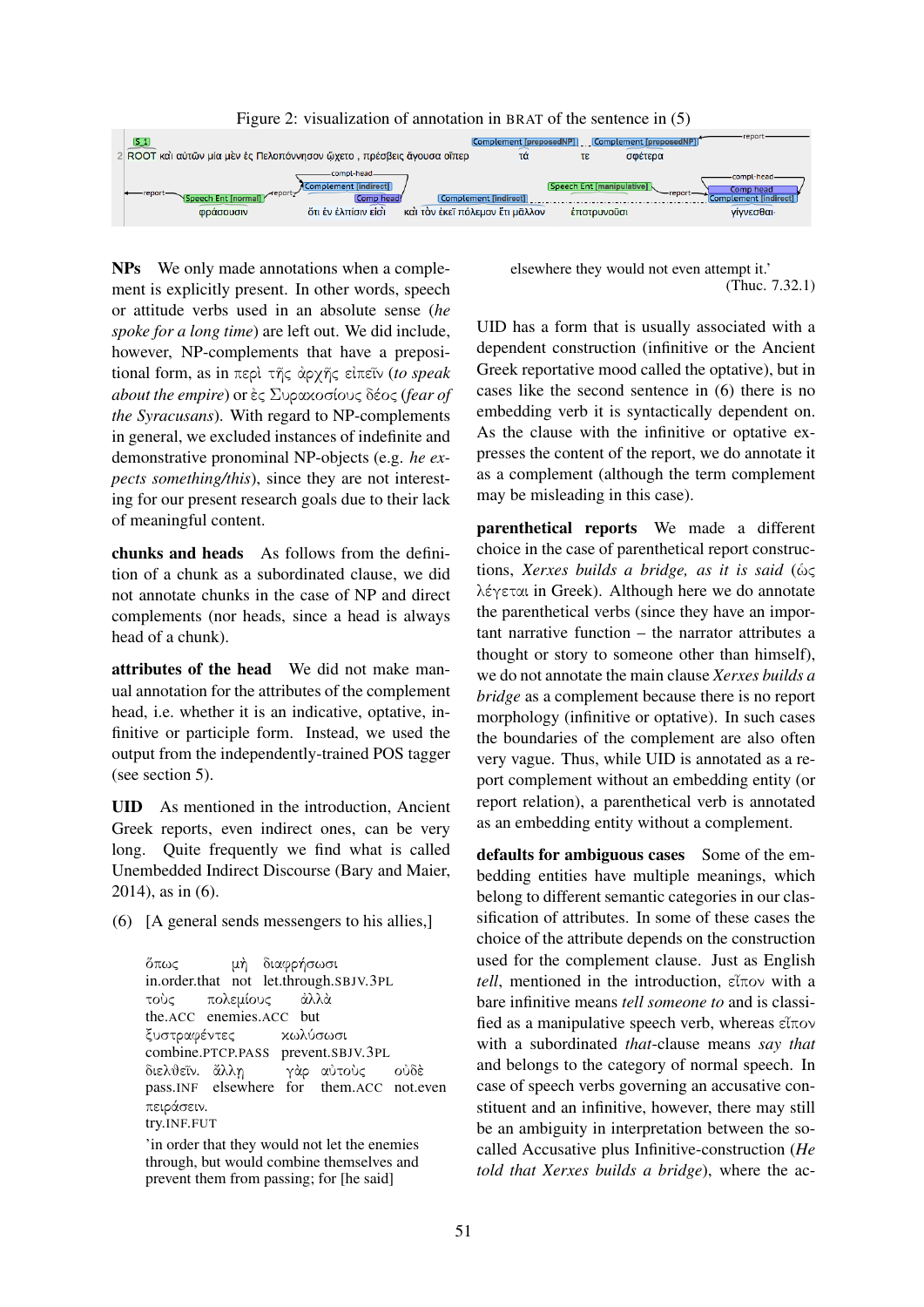Figure 2: visualization of annotation in BRAT of the sentence in (5)

S_1 ROOT καὶ αὐτῶν μία μὲν ἐς Πελοπόννησον ᾤχετο , πρέσβεις ἄγουσα οἵπερ τά τε σφέτερα φράσουσιν ὅτι ἐν ἐλπίσιν εἰσὶ καὶ τὸν ἐκεῖ πόλεμον ἔτι μᾶλλον ἐποτρυνοῦσι γίγνεσθαι·

**NPs** We only made annotations when a complement is explicitly present. In other words, speech or attitude verbs used in an absolute sense (*he spoke for a long time*) are left out. We did include, however, NP-complements that have a prepositional form, as in περὶ τῆς ἀρχῆς εἰπεῖν (*to speak about the empire*) or ἐς Συρακοσίους δέος (*fear of the Syracusans*). With regard to NP-complements in general, we excluded instances of indefinite and demonstrative pronominal NP-objects (e.g. *he expects something/this*), since they are not interesting for our present research goals due to their lack of meaningful content.

**chunks and heads** As follows from the definition of a chunk as a subordinated clause, we did not annotate chunks in the case of NP and direct complements (nor heads, since a head is always head of a chunk).

**attributes of the head** We did not make manual annotation for the attributes of the complement head, i.e. whether it is an indicative, optative, infinitive or participle form. Instead, we used the output from the independently-trained POS tagger (see section 5).

**UID** As mentioned in the introduction, Ancient Greek reports, even indirect ones, can be very long. Quite frequently we find what is called Unembedded Indirect Discourse (Bary and Maier, 2014), as in (6).

(6) [A general sends messengers to his allies,]

ὅπως μὴ διαφρήσωσι
in.order.that not let.through.SBJV.3PL
τοὺς πολεμίους ἀλλὰ
the.ACC enemies.ACC but
ξυστραφέντες κωλύσωσι
combine.PTCP.PASS prevent.SBJV.3PL
διελθεῖν. ἄλλῃ γὰρ αὐτοὺς οὐδὲ
pass.INF elsewhere for them.ACC not.even
πειράσειν.
try.INF.FUT

'in order that they would not let the enemies through, but would combine themselves and prevent them from passing; for [he said] elsewhere they would not even attempt it.'
(Thuc. 7.32.1)

UID has a form that is usually associated with a dependent construction (infinitive or the Ancient Greek reportative mood called the optative), but in cases like the second sentence in (6) there is no embedding verb it is syntactically dependent on. As the clause with the infinitive or optative expresses the content of the report, we do annotate it as a complement (although the term complement may be misleading in this case).

**parenthetical reports** We made a different choice in the case of parenthetical report constructions, *Xerxes builds a bridge, as it is said* (ὡς λέγεται in Greek). Although here we do annotate the parenthetical verbs (since they have an important narrative function – the narrator attributes a thought or story to someone other than himself), we do not annotate the main clause *Xerxes builds a bridge* as a complement because there is no report morphology (infinitive or optative). In such cases the boundaries of the complement are also often very vague. Thus, while UID is annotated as a report complement without an embedding entity (or report relation), a parenthetical verb is annotated as an embedding entity without a complement.

**defaults for ambiguous cases** Some of the embedding entities have multiple meanings, which belong to different semantic categories in our classification of attributes. In some of these cases the choice of the attribute depends on the construction used for the complement clause. Just as English *tell*, mentioned in the introduction, εἶπον with a bare infinitive means *tell someone to* and is classified as a manipulative speech verb, whereas εἶπον with a subordinated *that*-clause means *say that* and belongs to the category of normal speech. In case of speech verbs governing an accusative constituent and an infinitive, however, there may still be an ambiguity in interpretation between the so-called Accusative plus Infinitive-construction (*He told that Xerxes builds a bridge*), where the ac-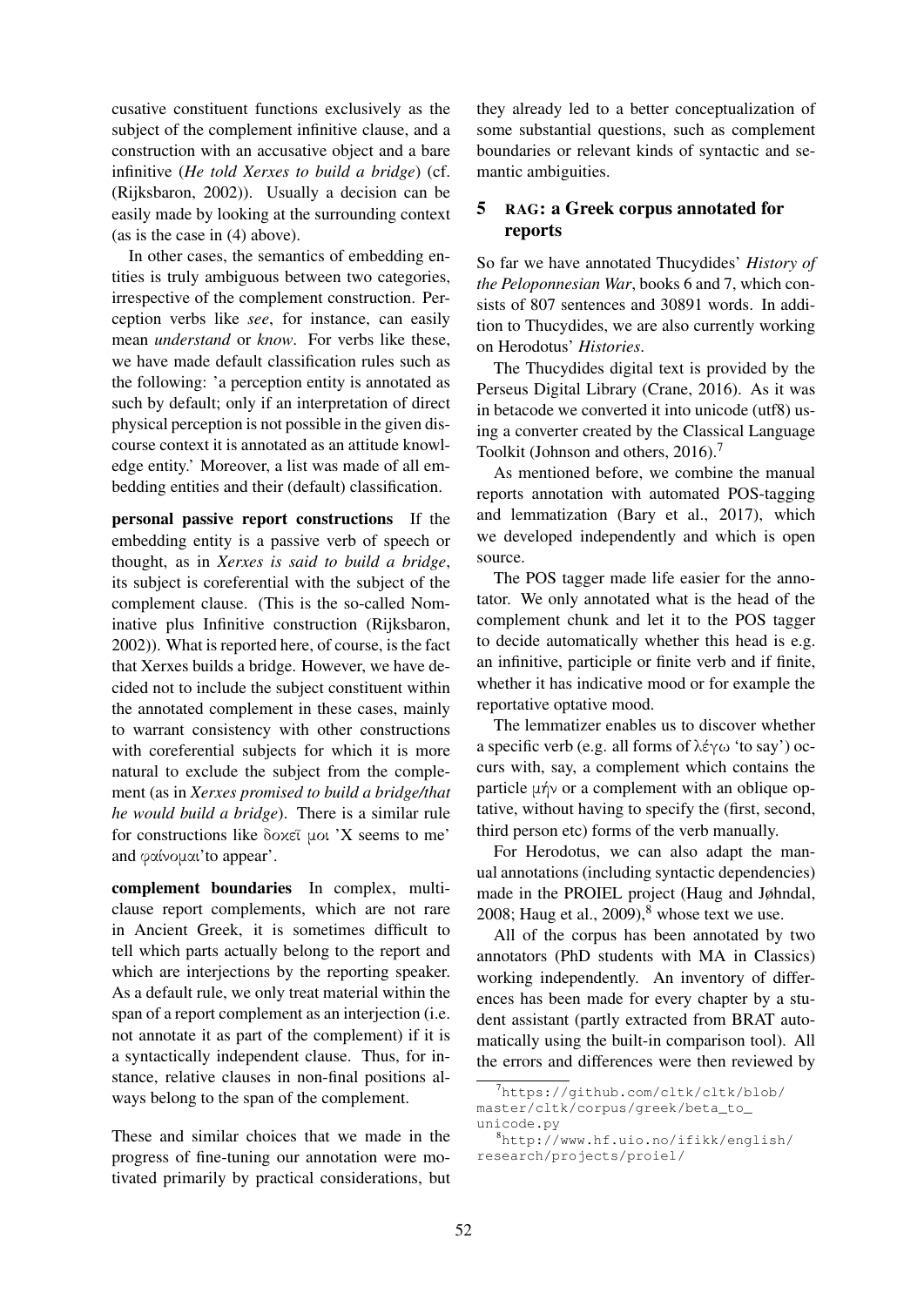cusative constituent functions exclusively as the subject of the complement infinitive clause, and a construction with an accusative object and a bare infinitive (*He told Xerxes to build a bridge*) (cf. (Rijksbaron, 2002)). Usually a decision can be easily made by looking at the surrounding context (as is the case in (4) above).

In other cases, the semantics of embedding entities is truly ambiguous between two categories, irrespective of the complement construction. Perception verbs like *see*, for instance, can easily mean *understand* or *know*. For verbs like these, we have made default classification rules such as the following: 'a perception entity is annotated as such by default; only if an interpretation of direct physical perception is not possible in the given discourse context it is annotated as an attitude knowledge entity.' Moreover, a list was made of all embedding entities and their (default) classification.

**personal passive report constructions** If the embedding entity is a passive verb of speech or thought, as in *Xerxes is said to build a bridge*, its subject is coreferential with the subject of the complement clause. (This is the so-called Nominative plus Infinitive construction (Rijksbaron, 2002)). What is reported here, of course, is the fact that Xerxes builds a bridge. However, we have decided not to include the subject constituent within the annotated complement in these cases, mainly to warrant consistency with other constructions with coreferential subjects for which it is more natural to exclude the subject from the complement (as in *Xerxes promised to build a bridge/that he would build a bridge*). There is a similar rule for constructions like δοκεῖ μοι 'X seems to me' and φαίνομαι'to appear'.

**complement boundaries** In complex, multi-clause report complements, which are not rare in Ancient Greek, it is sometimes difficult to tell which parts actually belong to the report and which are interjections by the reporting speaker. As a default rule, we only treat material within the span of a report complement as an interjection (i.e. not annotate it as part of the complement) if it is a syntactically independent clause. Thus, for instance, relative clauses in non-final positions always belong to the span of the complement.

These and similar choices that we made in the progress of fine-tuning our annotation were motivated primarily by practical considerations, but they already led to a better conceptualization of some substantial questions, such as complement boundaries or relevant kinds of syntactic and semantic ambiguities.

## 5 RAG: a Greek corpus annotated for reports

So far we have annotated Thucydides' *History of the Peloponnesian War*, books 6 and 7, which consists of 807 sentences and 30891 words. In addition to Thucydides, we are also currently working on Herodotus' *Histories*.

The Thucydides digital text is provided by the Perseus Digital Library (Crane, 2016). As it was in betacode we converted it into unicode (utf8) using a converter created by the Classical Language Toolkit (Johnson and others, 2016).[7]

As mentioned before, we combine the manual reports annotation with automated POS-tagging and lemmatization (Bary et al., 2017), which we developed independently and which is open source.

The POS tagger made life easier for the annotator. We only annotated what is the head of the complement chunk and let it to the POS tagger to decide automatically whether this head is e.g. an infinitive, participle or finite verb and if finite, whether it has indicative mood or for example the reportative optative mood.

The lemmatizer enables us to discover whether a specific verb (e.g. all forms of λέγω 'to say') occurs with, say, a complement which contains the particle μήν or a complement with an oblique optative, without having to specify the (first, second, third person etc) forms of the verb manually.

For Herodotus, we can also adapt the manual annotations (including syntactic dependencies) made in the PROIEL project (Haug and Jøhndal, 2008; Haug et al., 2009),[8] whose text we use.

All of the corpus has been annotated by two annotators (PhD students with MA in Classics) working independently. An inventory of differences has been made for every chapter by a student assistant (partly extracted from BRAT automatically using the built-in comparison tool). All the errors and differences were then reviewed by

[7] https://github.com/cltk/cltk/blob/master/cltk/corpus/greek/beta_to_unicode.py

[8] http://www.hf.uio.no/ifikk/english/research/projects/proiel/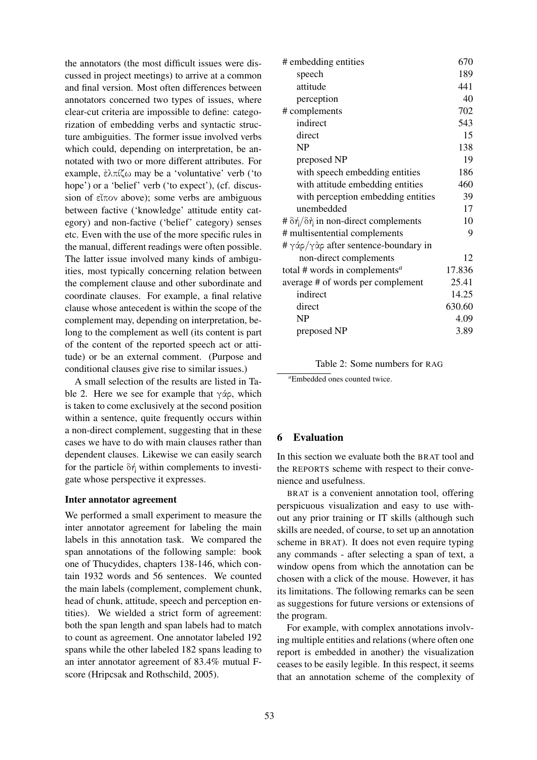the annotators (the most difficult issues were discussed in project meetings) to arrive at a common and final version. Most often differences between annotators concerned two types of issues, where clear-cut criteria are impossible to define: categorization of embedding verbs and syntactic structure ambiguities. The former issue involved verbs which could, depending on interpretation, be annotated with two or more different attributes. For example, ἐλπίζω may be a 'voluntative' verb ('to hope') or a 'belief' verb ('to expect'), (cf. discussion of εἶπον above); some verbs are ambiguous between factive ('knowledge' attitude entity category) and non-factive ('belief' category) senses etc. Even with the use of the more specific rules in the manual, different readings were often possible. The latter issue involved many kinds of ambiguities, most typically concerning relation between the complement clause and other subordinate and coordinate clauses. For example, a final relative clause whose antecedent is within the scope of the complement may, depending on interpretation, belong to the complement as well (its content is part of the content of the reported speech act or attitude) or be an external comment. (Purpose and conditional clauses give rise to similar issues.)

A small selection of the results are listed in Table 2. Here we see for example that γάρ, which is taken to come exclusively at the second position within a sentence, quite frequently occurs within a non-direct complement, suggesting that in these cases we have to do with main clauses rather than dependent clauses. Likewise we can easily search for the particle δή within complements to investigate whose perspective it expresses.

| | |
|---|---|
| # embedding entities | 670 |
| speech | 189 |
| attitude | 441 |
| perception | 40 |
| # complements | 702 |
| indirect | 543 |
| direct | 15 |
| NP | 138 |
| preposed NP | 19 |
| with speech embedding entities | 186 |
| with attitude embedding entities | 460 |
| with perception embedding entities | 39 |
| unembedded | 17 |
| # δή/δὴ in non-direct complements | 10 |
| # multisentential complements | 9 |
| # γάρ/γὰρ after sentence-boundary in non-direct complements | 12 |
| total # words in complements[a] | 17.836 |
| average # of words per complement | 25.41 |
| indirect | 14.25 |
| direct | 630.60 |
| NP | 4.09 |
| preposed NP | 3.89 |

Table 2: Some numbers for RAG

[a] Embedded ones counted twice.

#### Inter annotator agreement

We performed a small experiment to measure the inter annotator agreement for labeling the main labels in this annotation task. We compared the span annotations of the following sample: book one of Thucydides, chapters 138-146, which contain 1932 words and 56 sentences. We counted the main labels (complement, complement chunk, head of chunk, attitude, speech and perception entities). We wielded a strict form of agreement: both the span length and span labels had to match to count as agreement. One annotator labeled 192 spans while the other labeled 182 spans leading to an inter annotator agreement of 83.4% mutual F-score (Hripcsak and Rothschild, 2005).

## 6 Evaluation

In this section we evaluate both the BRAT tool and the REPORTS scheme with respect to their convenience and usefulness.

BRAT is a convenient annotation tool, offering perspicuous visualization and easy to use without any prior training or IT skills (although such skills are needed, of course, to set up an annotation scheme in BRAT). It does not even require typing any commands - after selecting a span of text, a window opens from which the annotation can be chosen with a click of the mouse. However, it has its limitations. The following remarks can be seen as suggestions for future versions or extensions of the program.

For example, with complex annotations involving multiple entities and relations (where often one report is embedded in another) the visualization ceases to be easily legible. In this respect, it seems that an annotation scheme of the complexity of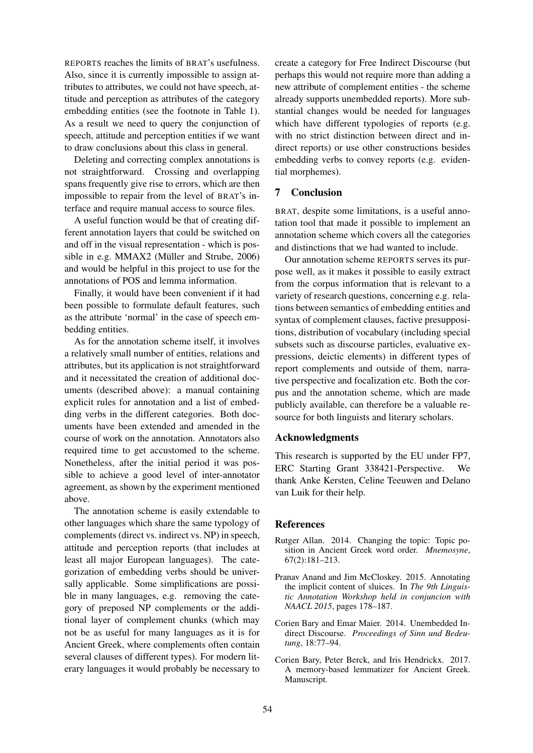REPORTS reaches the limits of BRAT's usefulness. Also, since it is currently impossible to assign attributes to attributes, we could not have speech, attitude and perception as attributes of the category embedding entities (see the footnote in Table 1). As a result we need to query the conjunction of speech, attitude and perception entities if we want to draw conclusions about this class in general.

Deleting and correcting complex annotations is not straightforward. Crossing and overlapping spans frequently give rise to errors, which are then impossible to repair from the level of BRAT's interface and require manual access to source files.

A useful function would be that of creating different annotation layers that could be switched on and off in the visual representation - which is possible in e.g. MMAX2 (Müller and Strube, 2006) and would be helpful in this project to use for the annotations of POS and lemma information.

Finally, it would have been convenient if it had been possible to formulate default features, such as the attribute 'normal' in the case of speech embedding entities.

As for the annotation scheme itself, it involves a relatively small number of entities, relations and attributes, but its application is not straightforward and it necessitated the creation of additional documents (described above): a manual containing explicit rules for annotation and a list of embedding verbs in the different categories. Both documents have been extended and amended in the course of work on the annotation. Annotators also required time to get accustomed to the scheme. Nonetheless, after the initial period it was possible to achieve a good level of inter-annotator agreement, as shown by the experiment mentioned above.

The annotation scheme is easily extendable to other languages which share the same typology of complements (direct vs. indirect vs. NP) in speech, attitude and perception reports (that includes at least all major European languages). The categorization of embedding verbs should be universally applicable. Some simplifications are possible in many languages, e.g. removing the category of preposed NP complements or the additional layer of complement chunks (which may not be as useful for many languages as it is for Ancient Greek, where complements often contain several clauses of different types). For modern literary languages it would probably be necessary to create a category for Free Indirect Discourse (but perhaps this would not require more than adding a new attribute of complement entities - the scheme already supports unembedded reports). More substantial changes would be needed for languages which have different typologies of reports (e.g. with no strict distinction between direct and indirect reports) or use other constructions besides embedding verbs to convey reports (e.g. evidential morphemes).

## 7 Conclusion

BRAT, despite some limitations, is a useful annotation tool that made it possible to implement an annotation scheme which covers all the categories and distinctions that we had wanted to include.

Our annotation scheme REPORTS serves its purpose well, as it makes it possible to easily extract from the corpus information that is relevant to a variety of research questions, concerning e.g. relations between semantics of embedding entities and syntax of complement clauses, factive presuppositions, distribution of vocabulary (including special subsets such as discourse particles, evaluative expressions, deictic elements) in different types of report complements and outside of them, narrative perspective and focalization etc. Both the corpus and the annotation scheme, which are made publicly available, can therefore be a valuable resource for both linguists and literary scholars.

## Acknowledgments

This research is supported by the EU under FP7, ERC Starting Grant 338421-Perspective. We thank Anke Kersten, Celine Teeuwen and Delano van Luik for their help.

## References

Rutger Allan. 2014. Changing the topic: Topic position in Ancient Greek word order. *Mnemosyne*, 67(2):181–213.

Pranav Anand and Jim McCloskey. 2015. Annotating the implicit content of sluices. In *The 9th Linguistic Annotation Workshop held in conjuncion with NAACL 2015*, pages 178–187.

Corien Bary and Emar Maier. 2014. Unembedded Indirect Discourse. *Proceedings of Sinn und Bedeutung*, 18:77–94.

Corien Bary, Peter Berck, and Iris Hendrickx. 2017. A memory-based lemmatizer for Ancient Greek. Manuscript.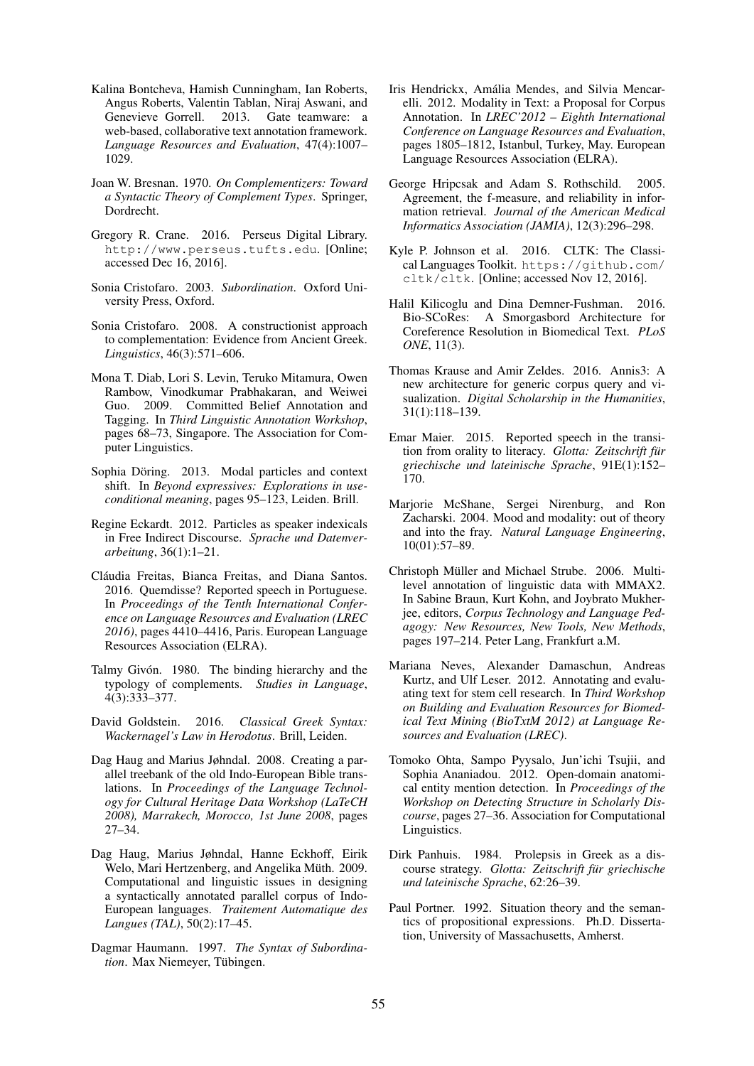Kalina Bontcheva, Hamish Cunningham, Ian Roberts, Angus Roberts, Valentin Tablan, Niraj Aswani, and Genevieve Gorrell. 2013. Gate teamware: a web-based, collaborative text annotation framework. *Language Resources and Evaluation*, 47(4):1007–1029.

Joan W. Bresnan. 1970. *On Complementizers: Toward a Syntactic Theory of Complement Types*. Springer, Dordrecht.

Gregory R. Crane. 2016. Perseus Digital Library. `http://www.perseus.tufts.edu`. [Online; accessed Dec 16, 2016].

Sonia Cristofaro. 2003. *Subordination*. Oxford University Press, Oxford.

Sonia Cristofaro. 2008. A constructionist approach to complementation: Evidence from Ancient Greek. *Linguistics*, 46(3):571–606.

Mona T. Diab, Lori S. Levin, Teruko Mitamura, Owen Rambow, Vinodkumar Prabhakaran, and Weiwei Guo. 2009. Committed Belief Annotation and Tagging. In *Third Linguistic Annotation Workshop*, pages 68–73, Singapore. The Association for Computer Linguistics.

Sophia Döring. 2013. Modal particles and context shift. In *Beyond expressives: Explorations in use-conditional meaning*, pages 95–123, Leiden. Brill.

Regine Eckardt. 2012. Particles as speaker indexicals in Free Indirect Discourse. *Sprache und Datenverarbeitung*, 36(1):1–21.

Cláudia Freitas, Bianca Freitas, and Diana Santos. 2016. Quemdisse? Reported speech in Portuguese. In *Proceedings of the Tenth International Conference on Language Resources and Evaluation (LREC 2016)*, pages 4410–4416, Paris. European Language Resources Association (ELRA).

Talmy Givón. 1980. The binding hierarchy and the typology of complements. *Studies in Language*, 4(3):333–377.

David Goldstein. 2016. *Classical Greek Syntax: Wackernagel's Law in Herodotus*. Brill, Leiden.

Dag Haug and Marius Jøhndal. 2008. Creating a parallel treebank of the old Indo-European Bible translations. In *Proceedings of the Language Technology for Cultural Heritage Data Workshop (LaTeCH 2008), Marrakech, Morocco, 1st June 2008*, pages 27–34.

Dag Haug, Marius Jøhndal, Hanne Eckhoff, Eirik Welo, Mari Hertzenberg, and Angelika Müth. 2009. Computational and linguistic issues in designing a syntactically annotated parallel corpus of Indo-European languages. *Traitement Automatique des Langues (TAL)*, 50(2):17–45.

Dagmar Haumann. 1997. *The Syntax of Subordination*. Max Niemeyer, Tübingen.

Iris Hendrickx, Amália Mendes, and Silvia Mencarelli. 2012. Modality in Text: a Proposal for Corpus Annotation. In *LREC'2012 – Eighth International Conference on Language Resources and Evaluation*, pages 1805–1812, Istanbul, Turkey, May. European Language Resources Association (ELRA).

George Hripcsak and Adam S. Rothschild. 2005. Agreement, the f-measure, and reliability in information retrieval. *Journal of the American Medical Informatics Association (JAMIA)*, 12(3):296–298.

Kyle P. Johnson et al. 2016. CLTK: The Classical Languages Toolkit. `https://github.com/cltk/cltk`. [Online; accessed Nov 12, 2016].

Halil Kilicoglu and Dina Demner-Fushman. 2016. Bio-SCoRes: A Smorgasbord Architecture for Coreference Resolution in Biomedical Text. *PLoS ONE*, 11(3).

Thomas Krause and Amir Zeldes. 2016. Annis3: A new architecture for generic corpus query and visualization. *Digital Scholarship in the Humanities*, 31(1):118–139.

Emar Maier. 2015. Reported speech in the transition from orality to literacy. *Glotta: Zeitschrift für griechische und lateinische Sprache*, 91E(1):152–170.

Marjorie McShane, Sergei Nirenburg, and Ron Zacharski. 2004. Mood and modality: out of theory and into the fray. *Natural Language Engineering*, 10(01):57–89.

Christoph Müller and Michael Strube. 2006. Multi-level annotation of linguistic data with MMAX2. In Sabine Braun, Kurt Kohn, and Joybrato Mukherjee, editors, *Corpus Technology and Language Pedagogy: New Resources, New Tools, New Methods*, pages 197–214. Peter Lang, Frankfurt a.M.

Mariana Neves, Alexander Damaschun, Andreas Kurtz, and Ulf Leser. 2012. Annotating and evaluating text for stem cell research. In *Third Workshop on Building and Evaluation Resources for Biomedical Text Mining (BioTxtM 2012) at Language Resources and Evaluation (LREC)*.

Tomoko Ohta, Sampo Pyysalo, Jun'ichi Tsujii, and Sophia Ananiadou. 2012. Open-domain anatomical entity mention detection. In *Proceedings of the Workshop on Detecting Structure in Scholarly Discourse*, pages 27–36. Association for Computational Linguistics.

Dirk Panhuis. 1984. Prolepsis in Greek as a discourse strategy. *Glotta: Zeitschrift für griechische und lateinische Sprache*, 62:26–39.

Paul Portner. 1992. Situation theory and the semantics of propositional expressions. Ph.D. Dissertation, University of Massachusetts, Amherst.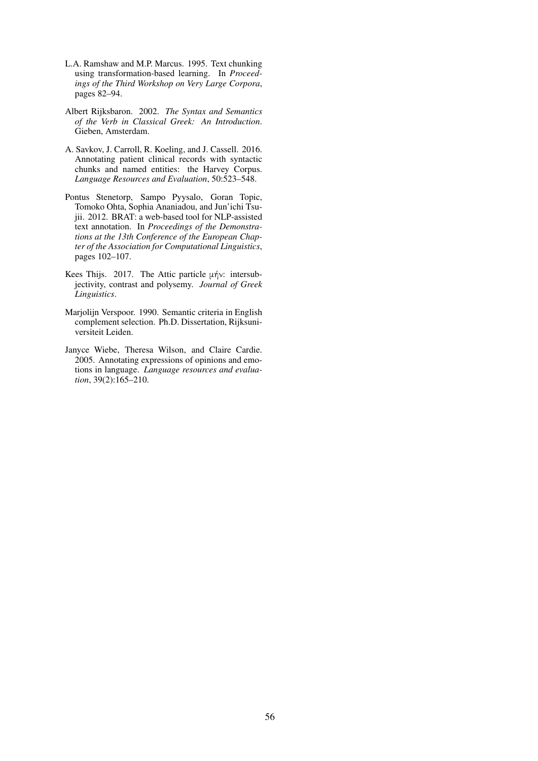L.A. Ramshaw and M.P. Marcus. 1995. Text chunking using transformation-based learning. In *Proceedings of the Third Workshop on Very Large Corpora*, pages 82–94.

Albert Rijksbaron. 2002. *The Syntax and Semantics of the Verb in Classical Greek: An Introduction*. Gieben, Amsterdam.

A. Savkov, J. Carroll, R. Koeling, and J. Cassell. 2016. Annotating patient clinical records with syntactic chunks and named entities: the Harvey Corpus. *Language Resources and Evaluation*, 50:523–548.

Pontus Stenetorp, Sampo Pyysalo, Goran Topic, Tomoko Ohta, Sophia Ananiadou, and Jun'ichi Tsujii. 2012. BRAT: a web-based tool for NLP-assisted text annotation. In *Proceedings of the Demonstrations at the 13th Conference of the European Chapter of the Association for Computational Linguistics*, pages 102–107.

Kees Thijs. 2017. The Attic particle μήν: intersubjectivity, contrast and polysemy. *Journal of Greek Linguistics*.

Marjolijn Verspoor. 1990. Semantic criteria in English complement selection. Ph.D. Dissertation, Rijksuniversiteit Leiden.

Janyce Wiebe, Theresa Wilson, and Claire Cardie. 2005. Annotating expressions of opinions and emotions in language. *Language resources and evaluation*, 39(2):165–210.